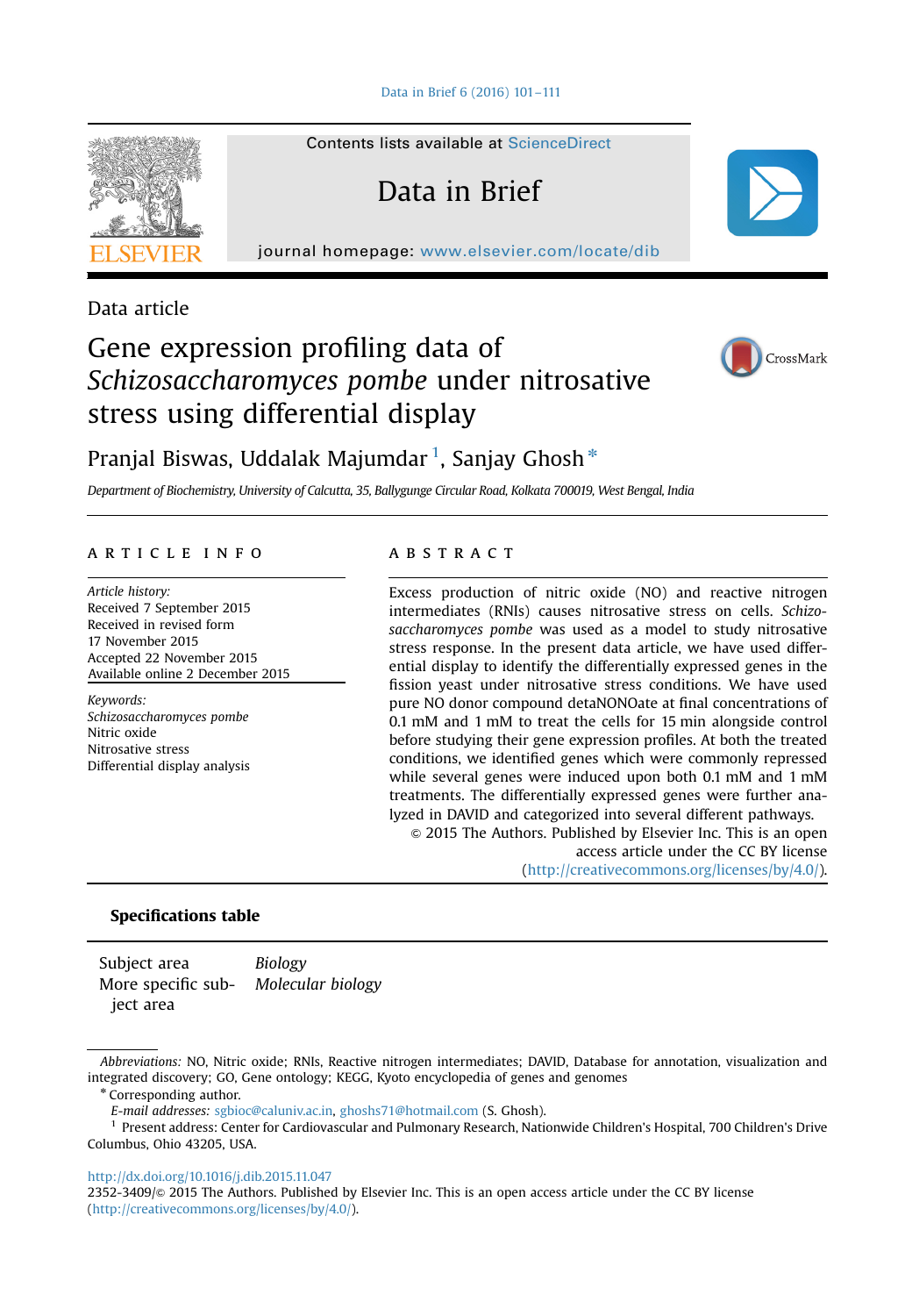Contents lists available at ScienceDirect

# Data in Brief

journal homepage: www.elsevier.com/locate/dib

Data article

# Gene expression profiling data of *Schizosaccharomyces pombe* under nitrosative stress using differential display

Pranjal Biswas, Uddalak Majumdar [1], Sanjay Ghosh *

*Department of Biochemistry, University of Calcutta, 35, Ballygunge Circular Road, Kolkata 700019, West Bengal, India*

## ARTICLE INFO

*Article history:*
Received 7 September 2015
Received in revised form
17 November 2015
Accepted 22 November 2015
Available online 2 December 2015

*Keywords:*
*Schizosaccharomyces pombe*
Nitric oxide
Nitrosative stress
Differential display analysis

## ABSTRACT

Excess production of nitric oxide (NO) and reactive nitrogen intermediates (RNIs) causes nitrosative stress on cells. *Schizosaccharomyces pombe* was used as a model to study nitrosative stress response. In the present data article, we have used differential display to identify the differentially expressed genes in the fission yeast under nitrosative stress conditions. We have used pure NO donor compound detaNONOate at final concentrations of 0.1 mM and 1 mM to treat the cells for 15 min alongside control before studying their gene expression profiles. At both the treated conditions, we identified genes which were commonly repressed while several genes were induced upon both 0.1 mM and 1 mM treatments. The differentially expressed genes were further analyzed in DAVID and categorized into several different pathways.

© 2015 The Authors. Published by Elsevier Inc. This is an open access article under the CC BY license (http://creativecommons.org/licenses/by/4.0/).

### Specifications table

| | |
|---|---|
| Subject area | *Biology* |
| More specific subject area | *Molecular biology* |

*Abbreviations:* NO, Nitric oxide; RNIs, Reactive nitrogen intermediates; DAVID, Database for annotation, visualization and integrated discovery; GO, Gene ontology; KEGG, Kyoto encyclopedia of genes and genomes

\* Corresponding author.

*E-mail addresses:* sgbioc@caluniv.ac.in, ghoshs71@hotmail.com (S. Ghosh).

[1] Present address: Center for Cardiovascular and Pulmonary Research, Nationwide Children's Hospital, 700 Children's Drive Columbus, Ohio 43205, USA.

http://dx.doi.org/10.1016/j.dib.2015.11.047

2352-3409/© 2015 The Authors. Published by Elsevier Inc. This is an open access article under the CC BY license (http://creativecommons.org/licenses/by/4.0/).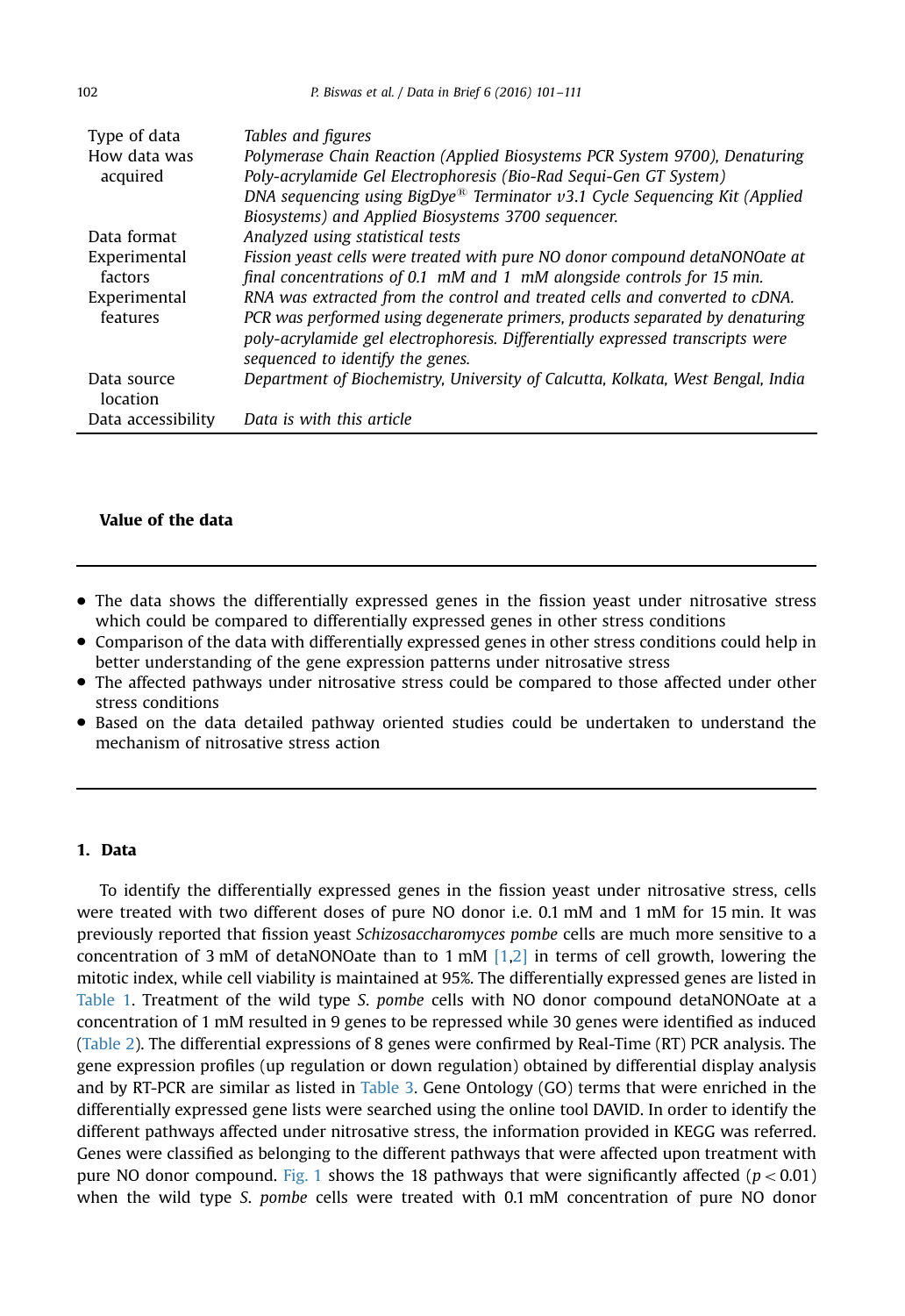| Type of data | *Tables and figures* |
|---|---|
| How data was acquired | *Polymerase Chain Reaction (Applied Biosystems PCR System 9700), Denaturing Poly-acrylamide Gel Electrophoresis (Bio-Rad Sequi-Gen GT System)* *DNA sequencing using BigDye® Terminator v3.1 Cycle Sequencing Kit (Applied Biosystems) and Applied Biosystems 3700 sequencer.* |
| Data format | *Analyzed using statistical tests* |
| Experimental factors | *Fission yeast cells were treated with pure NO donor compound detaNONOate at final concentrations of 0.1 mM and 1 mM alongside controls for 15 min.* |
| Experimental features | *RNA was extracted from the control and treated cells and converted to cDNA. PCR was performed using degenerate primers, products separated by denaturing poly-acrylamide gel electrophoresis. Differentially expressed transcripts were sequenced to identify the genes.* |
| Data source location | *Department of Biochemistry, University of Calcutta, Kolkata, West Bengal, India* |
| Data accessibility | *Data is with this article* |

**Value of the data**

- The data shows the differentially expressed genes in the fission yeast under nitrosative stress which could be compared to differentially expressed genes in other stress conditions
- Comparison of the data with differentially expressed genes in other stress conditions could help in better understanding of the gene expression patterns under nitrosative stress
- The affected pathways under nitrosative stress could be compared to those affected under other stress conditions
- Based on the data detailed pathway oriented studies could be undertaken to understand the mechanism of nitrosative stress action

## 1. Data

To identify the differentially expressed genes in the fission yeast under nitrosative stress, cells were treated with two different doses of pure NO donor i.e. 0.1 mM and 1 mM for 15 min. It was previously reported that fission yeast *Schizosaccharomyces pombe* cells are much more sensitive to a concentration of 3 mM of detaNONOate than to 1 mM [1,2] in terms of cell growth, lowering the mitotic index, while cell viability is maintained at 95%. The differentially expressed genes are listed in Table 1. Treatment of the wild type *S. pombe* cells with NO donor compound detaNONOate at a concentration of 1 mM resulted in 9 genes to be repressed while 30 genes were identified as induced (Table 2). The differential expressions of 8 genes were confirmed by Real-Time (RT) PCR analysis. The gene expression profiles (up regulation or down regulation) obtained by differential display analysis and by RT-PCR are similar as listed in Table 3. Gene Ontology (GO) terms that were enriched in the differentially expressed gene lists were searched using the online tool DAVID. In order to identify the different pathways affected under nitrosative stress, the information provided in KEGG was referred. Genes were classified as belonging to the different pathways that were affected upon treatment with pure NO donor compound. Fig. 1 shows the 18 pathways that were significantly affected ($p < 0.01$) when the wild type *S. pombe* cells were treated with 0.1 mM concentration of pure NO donor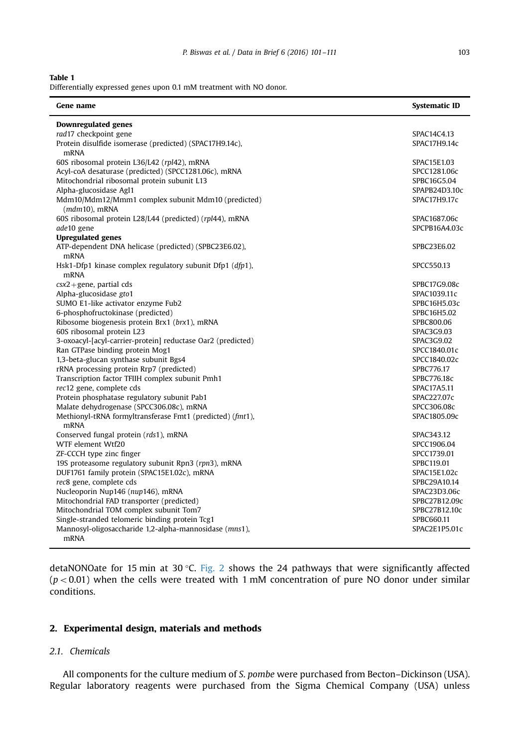**Table 1**
Differentially expressed genes upon 0.1 mM treatment with NO donor.

| Gene name | Systematic ID |
|---|---|
| **Downregulated genes** | |
| *rad*17 checkpoint gene | SPAC14C4.13 |
| Protein disulfide isomerase (predicted) (SPAC17H9.14c), mRNA | SPAC17H9.14c |
| 60S ribosomal protein L36/L42 (*rpl*42), mRNA | SPAC15E1.03 |
| Acyl-coA desaturase (predicted) (SPCC1281.06c), mRNA | SPCC1281.06c |
| Mitochondrial ribosomal protein subunit L13 | SPBC16G5.04 |
| Alpha-glucosidase Agl1 | SPAPB24D3.10c |
| Mdm10/Mdm12/Mmm1 complex subunit Mdm10 (predicted) (*mdm*10), mRNA | SPAC17H9.17c |
| 60S ribosomal protein L28/L44 (predicted) (*rpl*44), mRNA | SPAC1687.06c |
| *ade*10 gene | SPCPB16A4.03c |
| **Upregulated genes** | |
| ATP-dependent DNA helicase (predicted) (SPBC23E6.02), mRNA | SPBC23E6.02 |
| Hsk1-Dfp1 kinase complex regulatory subunit Dfp1 (*dfp*1), mRNA | SPCC550.13 |
| *csx*2+gene, partial cds | SPBC17G9.08c |
| Alpha-glucosidase *gto*1 | SPAC1039.11c |
| SUMO E1-like activator enzyme Fub2 | SPBC16H5.03c |
| 6-phosphofructokinase (predicted) | SPBC16H5.02 |
| Ribosome biogenesis protein Brx1 (*brx*1), mRNA | SPBC800.06 |
| 60S ribosomal protein L23 | SPAC3G9.03 |
| 3-oxoacyl-[acyl-carrier-protein] reductase Oar2 (predicted) | SPAC3G9.02 |
| Ran GTPase binding protein Mog1 | SPCC1840.01c |
| 1,3-beta-glucan synthase subunit Bgs4 | SPCC1840.02c |
| rRNA processing protein Rrp7 (predicted) | SPBC776.17 |
| Transcription factor TFIIH complex subunit Pmh1 | SPBC776.18c |
| *rec*12 gene, complete cds | SPAC17A5.11 |
| Protein phosphatase regulatory subunit Pab1 | SPAC227.07c |
| Malate dehydrogenase (SPCC306.08c), mRNA | SPCC306.08c |
| Methionyl-tRNA formyltransferase Fmt1 (predicted) (*fmt*1), mRNA | SPAC1805.09c |
| Conserved fungal protein (*rds*1), mRNA | SPAC343.12 |
| WTF element Wtf20 | SPCC1906.04 |
| ZF-CCCH type zinc finger | SPCC1739.01 |
| 19S proteasome regulatory subunit Rpn3 (*rpn*3), mRNA | SPBC119.01 |
| DUF1761 family protein (SPAC15E1.02c), mRNA | SPAC15E1.02c |
| *rec*8 gene, complete cds | SPBC29A10.14 |
| Nucleoporin Nup146 (*nup*146), mRNA | SPAC23D3.06c |
| Mitochondrial FAD transporter (predicted) | SPBC27B12.09c |
| Mitochondrial TOM complex subunit Tom7 | SPBC27B12.10c |
| Single-stranded telomeric binding protein Tcg1 | SPBC660.11 |
| Mannosyl-oligosaccharide 1,2-alpha-mannosidase (*mns*1), mRNA | SPAC2E1P5.01c |

detaNONOate for 15 min at 30 °C. Fig. 2 shows the 24 pathways that were significantly affected ($p < 0.01$) when the cells were treated with 1 mM concentration of pure NO donor under similar conditions.

## 2. Experimental design, materials and methods

### 2.1. Chemicals

All components for the culture medium of *S. pombe* were purchased from Becton–Dickinson (USA). Regular laboratory reagents were purchased from the Sigma Chemical Company (USA) unless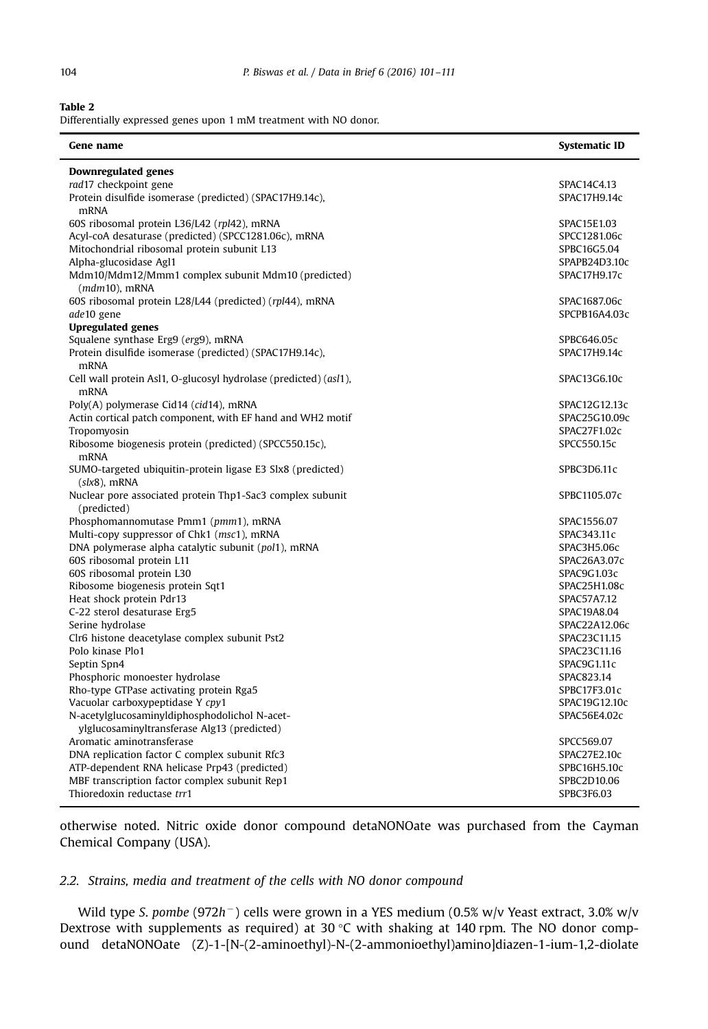**Table 2**
Differentially expressed genes upon 1 mM treatment with NO donor.

| Gene name | Systematic ID |
|---|---|
| **Downregulated genes** | |
| *rad*17 checkpoint gene | SPAC14C4.13 |
| Protein disulfide isomerase (predicted) (SPAC17H9.14c), mRNA | SPAC17H9.14c |
| 60S ribosomal protein L36/L42 (*rpl*42), mRNA | SPAC15E1.03 |
| Acyl-coA desaturase (predicted) (SPCC1281.06c), mRNA | SPCC1281.06c |
| Mitochondrial ribosomal protein subunit L13 | SPBC16G5.04 |
| Alpha-glucosidase Agl1 | SPAPB24D3.10c |
| Mdm10/Mdm12/Mmm1 complex subunit Mdm10 (predicted) (*mdm*10), mRNA | SPAC17H9.17c |
| 60S ribosomal protein L28/L44 (predicted) (*rpl*44), mRNA | SPAC1687.06c |
| *ade*10 gene | SPCPB16A4.03c |
| **Upregulated genes** | |
| Squalene synthase Erg9 (*erg*9), mRNA | SPBC646.05c |
| Protein disulfide isomerase (predicted) (SPAC17H9.14c), mRNA | SPAC17H9.14c |
| Cell wall protein Asl1, O-glucosyl hydrolase (predicted) (*asl*1), mRNA | SPAC13G6.10c |
| Poly(A) polymerase Cid14 (*cid*14), mRNA | SPAC12G12.13c |
| Actin cortical patch component, with EF hand and WH2 motif | SPAC25G10.09c |
| Tropomyosin | SPAC27F1.02c |
| Ribosome biogenesis protein (predicted) (SPCC550.15c), mRNA | SPCC550.15c |
| SUMO-targeted ubiquitin-protein ligase E3 Slx8 (predicted) (*slx*8), mRNA | SPBC3D6.11c |
| Nuclear pore associated protein Thp1-Sac3 complex subunit (predicted) | SPBC1105.07c |
| Phosphomannomutase Pmm1 (*pmm*1), mRNA | SPAC1556.07 |
| Multi-copy suppressor of Chk1 (*msc*1), mRNA | SPAC343.11c |
| DNA polymerase alpha catalytic subunit (*pol*1), mRNA | SPAC3H5.06c |
| 60S ribosomal protein L11 | SPAC26A3.07c |
| 60S ribosomal protein L30 | SPAC9G1.03c |
| Ribosome biogenesis protein Sqt1 | SPAC25H1.08c |
| Heat shock protein Pdr13 | SPAC57A7.12 |
| C-22 sterol desaturase Erg5 | SPAC19A8.04 |
| Serine hydrolase | SPAC22A12.06c |
| Clr6 histone deacetylase complex subunit Pst2 | SPAC23C11.15 |
| Polo kinase Plo1 | SPAC23C11.16 |
| Septin Spn4 | SPAC9G1.11c |
| Phosphoric monoester hydrolase | SPAC823.14 |
| Rho-type GTPase activating protein Rga5 | SPBC17F3.01c |
| Vacuolar carboxypeptidase Y *cpy*1 | SPAC19G12.10c |
| N-acetylglucosaminyldiphosphodolichol N-acetylglucosaminyltransferase Alg13 (predicted) | SPAC56E4.02c |
| Aromatic aminotransferase | SPCC569.07 |
| DNA replication factor C complex subunit Rfc3 | SPAC27E2.10c |
| ATP-dependent RNA helicase Prp43 (predicted) | SPBC16H5.10c |
| MBF transcription factor complex subunit Rep1 | SPBC2D10.06 |
| Thioredoxin reductase *trr*1 | SPBC3F6.03 |

otherwise noted. Nitric oxide donor compound detaNONOate was purchased from the Cayman Chemical Company (USA).

### 2.2. Strains, media and treatment of the cells with NO donor compound

Wild type *S. pombe* ($972h^-$) cells were grown in a YES medium (0.5% w/v Yeast extract, 3.0% w/v Dextrose with supplements as required) at 30 °C with shaking at 140 rpm. The NO donor compound detaNONOate (Z)-1-[N-(2-aminoethyl)-N-(2-ammonioethyl)amino]diazen-1-ium-1,2-diolate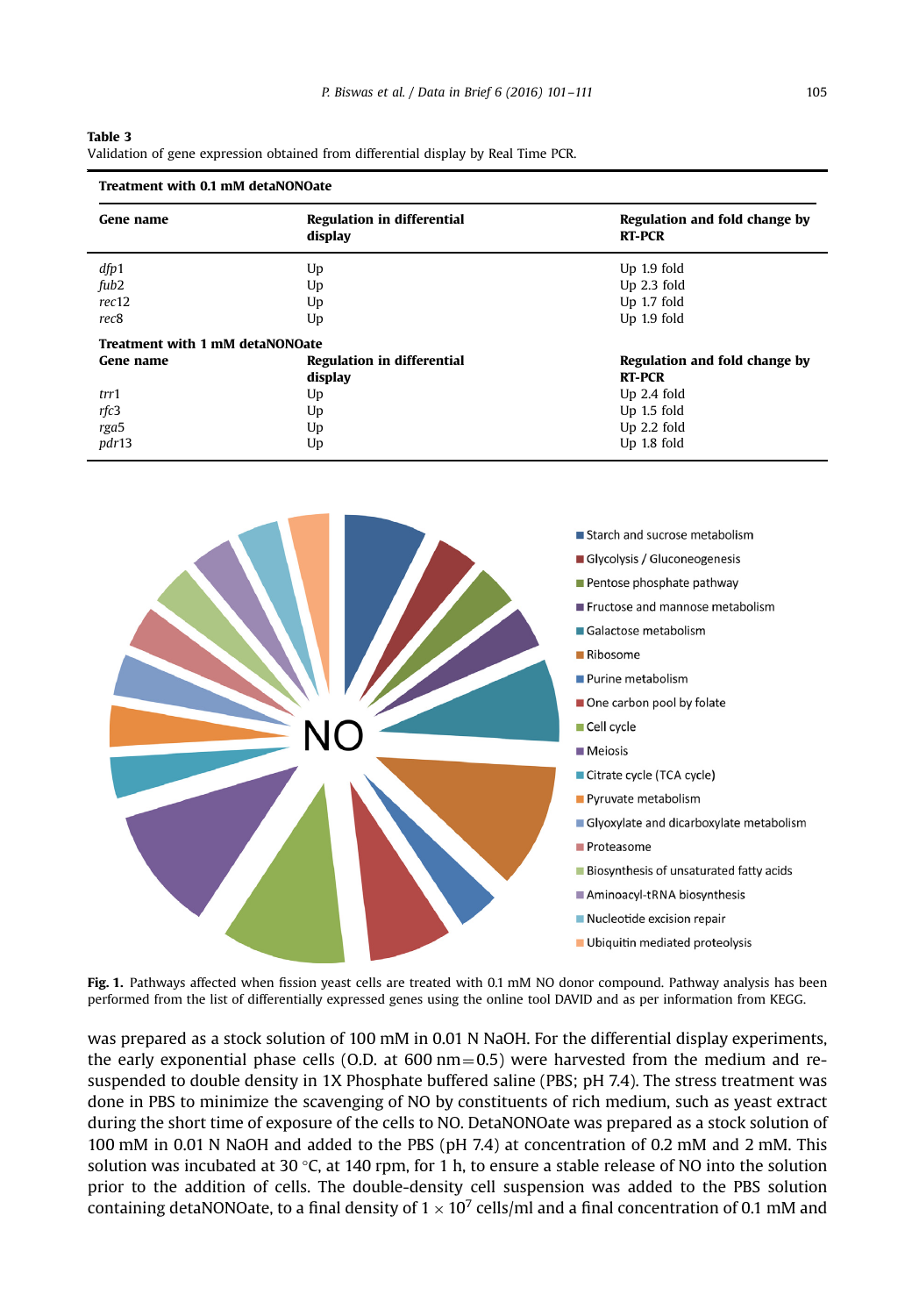**Table 3**
Validation of gene expression obtained from differential display by Real Time PCR.

| Treatment with 0.1 mM detaNONOate | | |
|---|---|---|
| **Gene name** | **Regulation in differential display** | **Regulation and fold change by RT-PCR** |
| *dfp*1 | Up | Up 1.9 fold |
| *fub*2 | Up | Up 2.3 fold |
| *rec*12 | Up | Up 1.7 fold |
| *rec*8 | Up | Up 1.9 fold |
| **Treatment with 1 mM detaNONOate** | | |
| **Gene name** | **Regulation in differential display** | **Regulation and fold change by RT-PCR** |
| *trr*1 | Up | Up 2.4 fold |
| *rfc*3 | Up | Up 1.5 fold |
| *rga*5 | Up | Up 2.2 fold |
| *pdr*13 | Up | Up 1.8 fold |

**Fig. 1.** Pathways affected when fission yeast cells are treated with 0.1 mM NO donor compound. Pathway analysis has been performed from the list of differentially expressed genes using the online tool DAVID and as per information from KEGG.

was prepared as a stock solution of 100 mM in 0.01 N NaOH. For the differential display experiments, the early exponential phase cells (O.D. at 600 nm = 0.5) were harvested from the medium and resuspended to double density in 1X Phosphate buffered saline (PBS; pH 7.4). The stress treatment was done in PBS to minimize the scavenging of NO by constituents of rich medium, such as yeast extract during the short time of exposure of the cells to NO. DetaNONOate was prepared as a stock solution of 100 mM in 0.01 N NaOH and added to the PBS (pH 7.4) at concentration of 0.2 mM and 2 mM. This solution was incubated at 30 °C, at 140 rpm, for 1 h, to ensure a stable release of NO into the solution prior to the addition of cells. The double-density cell suspension was added to the PBS solution containing detaNONOate, to a final density of $1 \times 10^7$ cells/ml and a final concentration of 0.1 mM and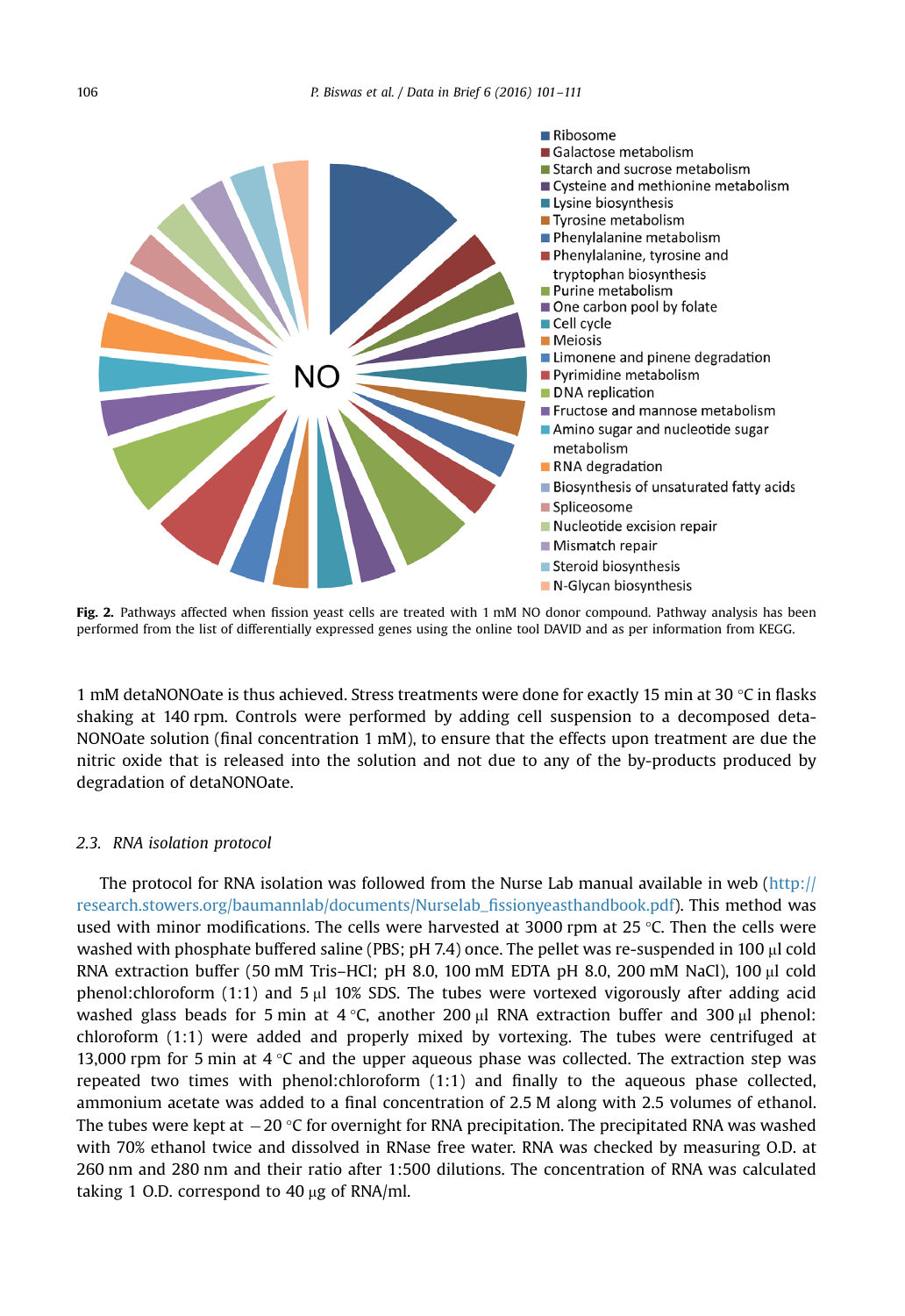**Fig. 2.** Pathways affected when fission yeast cells are treated with 1 mM NO donor compound. Pathway analysis has been performed from the list of differentially expressed genes using the online tool DAVID and as per information from KEGG.

1 mM detaNONOate is thus achieved. Stress treatments were done for exactly 15 min at 30 °C in flasks shaking at 140 rpm. Controls were performed by adding cell suspension to a decomposed detaNONOate solution (final concentration 1 mM), to ensure that the effects upon treatment are due the nitric oxide that is released into the solution and not due to any of the by-products produced by degradation of detaNONOate.

### 2.3. RNA isolation protocol

The protocol for RNA isolation was followed from the Nurse Lab manual available in web (http://research.stowers.org/baumannlab/documents/Nurselab_fissionyeasthandbook.pdf). This method was used with minor modifications. The cells were harvested at 3000 rpm at 25 °C. Then the cells were washed with phosphate buffered saline (PBS; pH 7.4) once. The pellet was re-suspended in 100 μl cold RNA extraction buffer (50 mM Tris–HCl; pH 8.0, 100 mM EDTA pH 8.0, 200 mM NaCl), 100 μl cold phenol:chloroform (1:1) and 5 μl 10% SDS. The tubes were vortexed vigorously after adding acid washed glass beads for 5 min at 4 °C, another 200 μl RNA extraction buffer and 300 μl phenol: chloroform (1:1) were added and properly mixed by vortexing. The tubes were centrifuged at 13,000 rpm for 5 min at 4 °C and the upper aqueous phase was collected. The extraction step was repeated two times with phenol:chloroform (1:1) and finally to the aqueous phase collected, ammonium acetate was added to a final concentration of 2.5 M along with 2.5 volumes of ethanol. The tubes were kept at −20 °C for overnight for RNA precipitation. The precipitated RNA was washed with 70% ethanol twice and dissolved in RNase free water. RNA was checked by measuring O.D. at 260 nm and 280 nm and their ratio after 1:500 dilutions. The concentration of RNA was calculated taking 1 O.D. correspond to 40 μg of RNA/ml.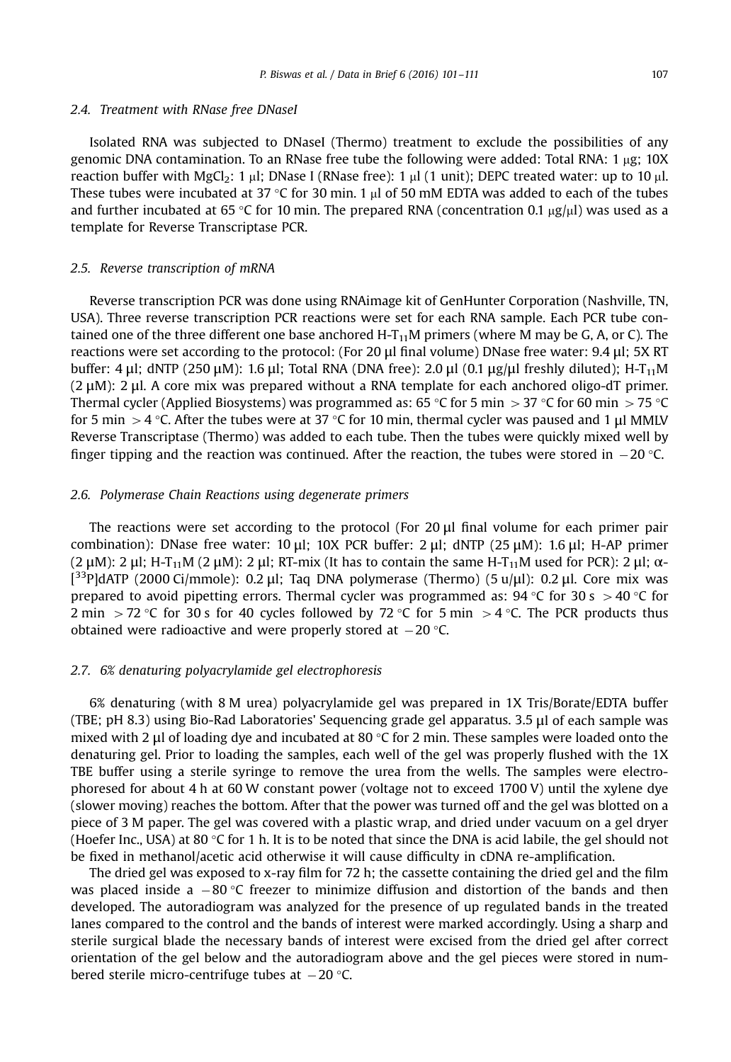### 2.4. Treatment with RNase free DNaseI

Isolated RNA was subjected to DNaseI (Thermo) treatment to exclude the possibilities of any genomic DNA contamination. To an RNase free tube the following were added: Total RNA: 1 μg; 10X reaction buffer with $MgCl_2$: 1 μl; DNase I (RNase free): 1 μl (1 unit); DEPC treated water: up to 10 μl. These tubes were incubated at 37 °C for 30 min. 1 μl of 50 mM EDTA was added to each of the tubes and further incubated at 65 °C for 10 min. The prepared RNA (concentration 0.1 μg/μl) was used as a template for Reverse Transcriptase PCR.

### 2.5. Reverse transcription of mRNA

Reverse transcription PCR was done using RNAimage kit of GenHunter Corporation (Nashville, TN, USA). Three reverse transcription PCR reactions were set for each RNA sample. Each PCR tube contained one of the three different one base anchored H-$T_{11}$M primers (where M may be G, A, or C). The reactions were set according to the protocol: (For 20 μl final volume) DNase free water: 9.4 μl; 5X RT buffer: 4 μl; dNTP (250 μM): 1.6 μl; Total RNA (DNA free): 2.0 μl (0.1 μg/μl freshly diluted); H-$T_{11}$M (2 μM): 2 μl. A core mix was prepared without a RNA template for each anchored oligo-dT primer. Thermal cycler (Applied Biosystems) was programmed as: 65 °C for 5 min > 37 °C for 60 min > 75 °C for 5 min > 4 °C. After the tubes were at 37 °C for 10 min, thermal cycler was paused and 1 μl MMLV Reverse Transcriptase (Thermo) was added to each tube. Then the tubes were quickly mixed well by finger tipping and the reaction was continued. After the reaction, the tubes were stored in −20 °C.

### 2.6. Polymerase Chain Reactions using degenerate primers

The reactions were set according to the protocol (For 20 μl final volume for each primer pair combination): DNase free water: 10 μl; 10X PCR buffer: 2 μl; dNTP (25 μM): 1.6 μl; H-AP primer (2 μM): 2 μl; H-$T_{11}$M (2 μM): 2 μl; RT-mix (It has to contain the same H-$T_{11}$M used for PCR): 2 μl; α-[$^{33}$P]dATP (2000 Ci/mmole): 0.2 μl; Taq DNA polymerase (Thermo) (5 u/μl): 0.2 μl. Core mix was prepared to avoid pipetting errors. Thermal cycler was programmed as: 94 °C for 30 s > 40 °C for 2 min > 72 °C for 30 s for 40 cycles followed by 72 °C for 5 min > 4 °C. The PCR products thus obtained were radioactive and were properly stored at −20 °C.

### 2.7. 6% denaturing polyacrylamide gel electrophoresis

6% denaturing (with 8 M urea) polyacrylamide gel was prepared in 1X Tris/Borate/EDTA buffer (TBE; pH 8.3) using Bio-Rad Laboratories' Sequencing grade gel apparatus. 3.5 μl of each sample was mixed with 2 μl of loading dye and incubated at 80 °C for 2 min. These samples were loaded onto the denaturing gel. Prior to loading the samples, each well of the gel was properly flushed with the 1X TBE buffer using a sterile syringe to remove the urea from the wells. The samples were electrophoresed for about 4 h at 60 W constant power (voltage not to exceed 1700 V) until the xylene dye (slower moving) reaches the bottom. After that the power was turned off and the gel was blotted on a piece of 3 M paper. The gel was covered with a plastic wrap, and dried under vacuum on a gel dryer (Hoefer Inc., USA) at 80 °C for 1 h. It is to be noted that since the DNA is acid labile, the gel should not be fixed in methanol/acetic acid otherwise it will cause difficulty in cDNA re-amplification.

The dried gel was exposed to x-ray film for 72 h; the cassette containing the dried gel and the film was placed inside a −80 °C freezer to minimize diffusion and distortion of the bands and then developed. The autoradiogram was analyzed for the presence of up regulated bands in the treated lanes compared to the control and the bands of interest were marked accordingly. Using a sharp and sterile surgical blade the necessary bands of interest were excised from the dried gel after correct orientation of the gel below and the autoradiogram above and the gel pieces were stored in numbered sterile micro-centrifuge tubes at −20 °C.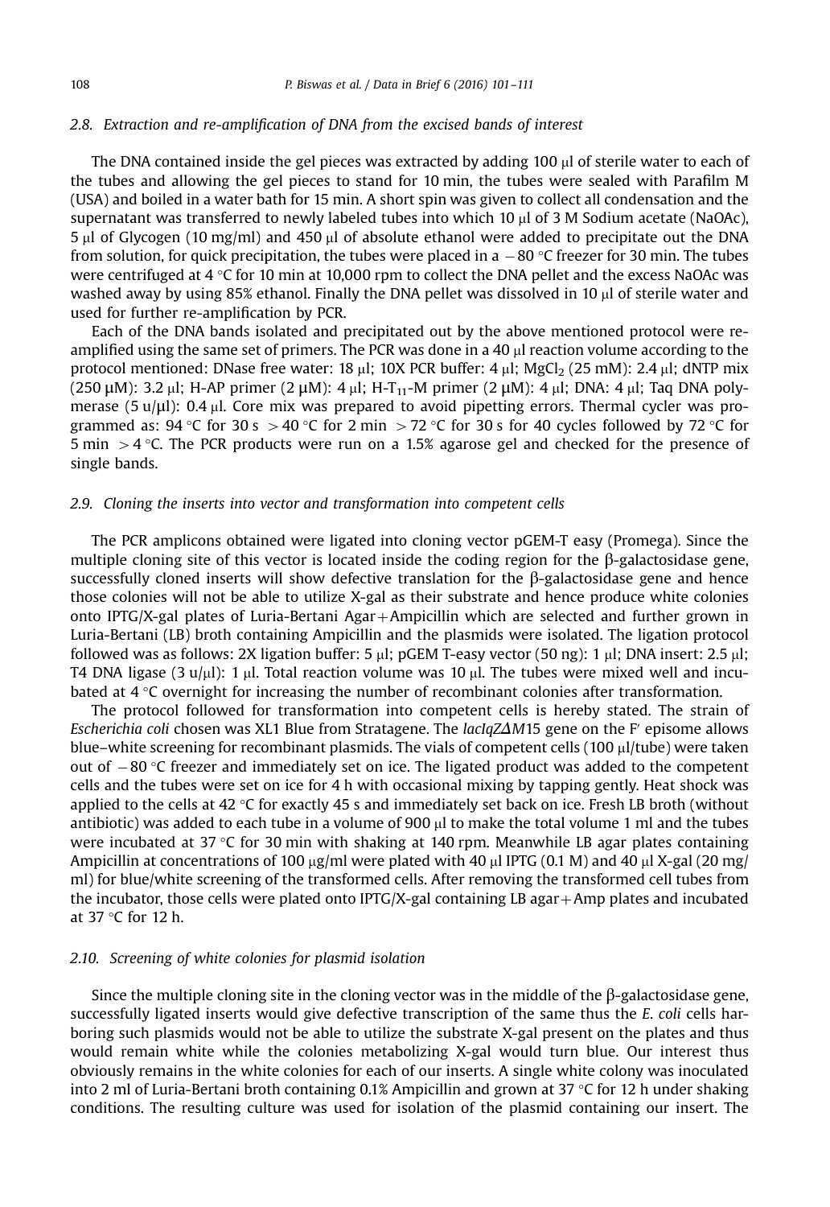### 2.8. Extraction and re-amplification of DNA from the excised bands of interest

The DNA contained inside the gel pieces was extracted by adding 100 μl of sterile water to each of the tubes and allowing the gel pieces to stand for 10 min, the tubes were sealed with Parafilm M (USA) and boiled in a water bath for 15 min. A short spin was given to collect all condensation and the supernatant was transferred to newly labeled tubes into which 10 μl of 3 M Sodium acetate (NaOAc), 5 μl of Glycogen (10 mg/ml) and 450 μl of absolute ethanol were added to precipitate out the DNA from solution, for quick precipitation, the tubes were placed in a −80 °C freezer for 30 min. The tubes were centrifuged at 4 °C for 10 min at 10,000 rpm to collect the DNA pellet and the excess NaOAc was washed away by using 85% ethanol. Finally the DNA pellet was dissolved in 10 μl of sterile water and used for further re-amplification by PCR.

Each of the DNA bands isolated and precipitated out by the above mentioned protocol were re-amplified using the same set of primers. The PCR was done in a 40 μl reaction volume according to the protocol mentioned: DNase free water: 18 μl; 10X PCR buffer: 4 μl; $MgCl_2$ (25 mM): 2.4 μl; dNTP mix (250 μM): 3.2 μl; H-AP primer (2 μM): 4 μl; H-$T_{11}$-M primer (2 μM): 4 μl; DNA: 4 μl; Taq DNA polymerase (5 u/μl): 0.4 μl. Core mix was prepared to avoid pipetting errors. Thermal cycler was programmed as: 94 °C for 30 s > 40 °C for 2 min > 72 °C for 30 s for 40 cycles followed by 72 °C for 5 min > 4 °C. The PCR products were run on a 1.5% agarose gel and checked for the presence of single bands.

### 2.9. Cloning the inserts into vector and transformation into competent cells

The PCR amplicons obtained were ligated into cloning vector pGEM-T easy (Promega). Since the multiple cloning site of this vector is located inside the coding region for the β-galactosidase gene, successfully cloned inserts will show defective translation for the β-galactosidase gene and hence those colonies will not be able to utilize X-gal as their substrate and hence produce white colonies onto IPTG/X-gal plates of Luria-Bertani Agar+Ampicillin which are selected and further grown in Luria-Bertani (LB) broth containing Ampicillin and the plasmids were isolated. The ligation protocol followed was as follows: 2X ligation buffer: 5 μl; pGEM T-easy vector (50 ng): 1 μl; DNA insert: 2.5 μl; T4 DNA ligase (3 u/μl): 1 μl. Total reaction volume was 10 μl. The tubes were mixed well and incubated at 4 °C overnight for increasing the number of recombinant colonies after transformation.

The protocol followed for transformation into competent cells is hereby stated. The strain of *Escherichia coli* chosen was XL1 Blue from Stratagene. The *lacIqZΔM*15 gene on the F′ episome allows blue–white screening for recombinant plasmids. The vials of competent cells (100 μl/tube) were taken out of −80 °C freezer and immediately set on ice. The ligated product was added to the competent cells and the tubes were set on ice for 4 h with occasional mixing by tapping gently. Heat shock was applied to the cells at 42 °C for exactly 45 s and immediately set back on ice. Fresh LB broth (without antibiotic) was added to each tube in a volume of 900 μl to make the total volume 1 ml and the tubes were incubated at 37 °C for 30 min with shaking at 140 rpm. Meanwhile LB agar plates containing Ampicillin at concentrations of 100 μg/ml were plated with 40 μl IPTG (0.1 M) and 40 μl X-gal (20 mg/ml) for blue/white screening of the transformed cells. After removing the transformed cell tubes from the incubator, those cells were plated onto IPTG/X-gal containing LB agar+Amp plates and incubated at 37 °C for 12 h.

### 2.10. Screening of white colonies for plasmid isolation

Since the multiple cloning site in the cloning vector was in the middle of the β-galactosidase gene, successfully ligated inserts would give defective transcription of the same thus the *E. coli* cells harboring such plasmids would not be able to utilize the substrate X-gal present on the plates and thus would remain white while the colonies metabolizing X-gal would turn blue. Our interest thus obviously remains in the white colonies for each of our inserts. A single white colony was inoculated into 2 ml of Luria-Bertani broth containing 0.1% Ampicillin and grown at 37 °C for 12 h under shaking conditions. The resulting culture was used for isolation of the plasmid containing our insert. The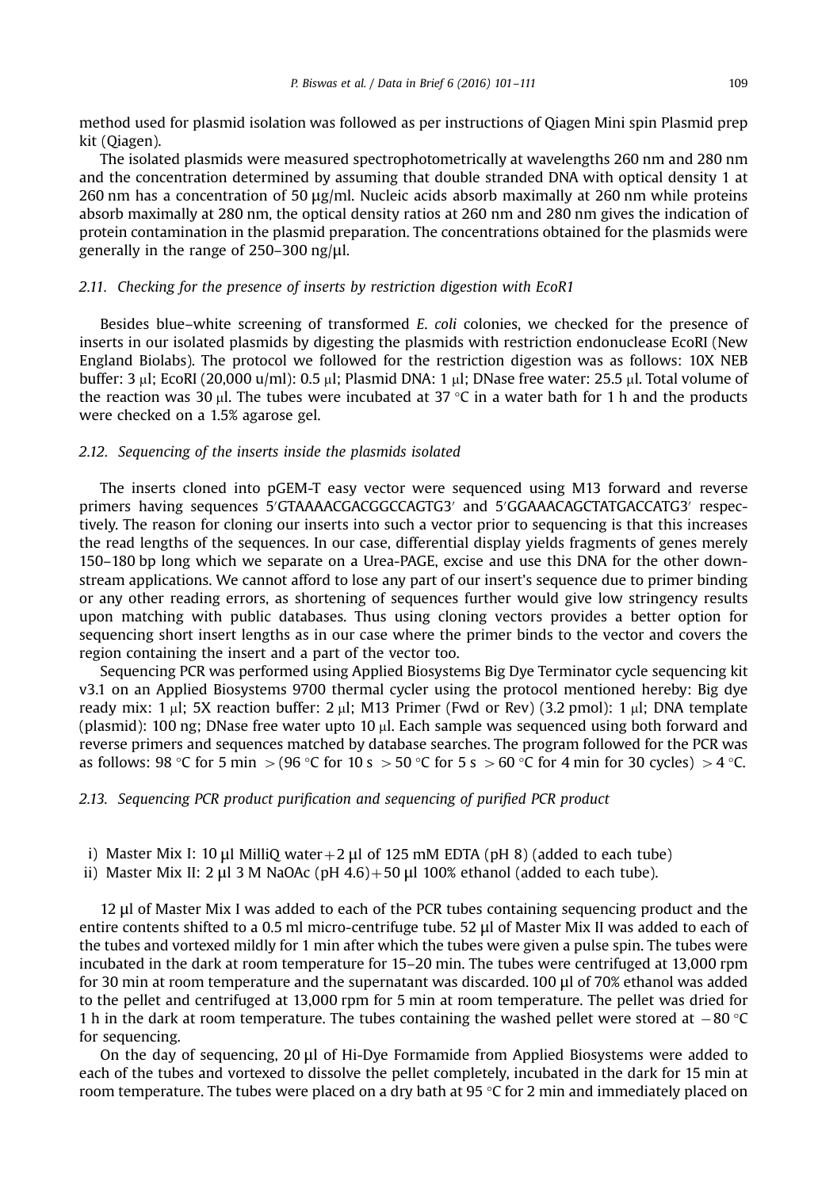method used for plasmid isolation was followed as per instructions of Qiagen Mini spin Plasmid prep kit (Qiagen).

The isolated plasmids were measured spectrophotometrically at wavelengths 260 nm and 280 nm and the concentration determined by assuming that double stranded DNA with optical density 1 at 260 nm has a concentration of 50 μg/ml. Nucleic acids absorb maximally at 260 nm while proteins absorb maximally at 280 nm, the optical density ratios at 260 nm and 280 nm gives the indication of protein contamination in the plasmid preparation. The concentrations obtained for the plasmids were generally in the range of 250–300 ng/μl.

### *2.11. Checking for the presence of inserts by restriction digestion with EcoR1*

Besides blue–white screening of transformed *E. coli* colonies, we checked for the presence of inserts in our isolated plasmids by digesting the plasmids with restriction endonuclease EcoRI (New England Biolabs). The protocol we followed for the restriction digestion was as follows: 10X NEB buffer: 3 μl; EcoRI (20,000 u/ml): 0.5 μl; Plasmid DNA: 1 μl; DNase free water: 25.5 μl. Total volume of the reaction was 30 μl. The tubes were incubated at 37 °C in a water bath for 1 h and the products were checked on a 1.5% agarose gel.

### *2.12. Sequencing of the inserts inside the plasmids isolated*

The inserts cloned into pGEM-T easy vector were sequenced using M13 forward and reverse primers having sequences 5′GTAAAACGACGGCCAGTG3′ and 5′GGAAACAGCTATGACCATG3′ respectively. The reason for cloning our inserts into such a vector prior to sequencing is that this increases the read lengths of the sequences. In our case, differential display yields fragments of genes merely 150–180 bp long which we separate on a Urea-PAGE, excise and use this DNA for the other downstream applications. We cannot afford to lose any part of our insert's sequence due to primer binding or any other reading errors, as shortening of sequences further would give low stringency results upon matching with public databases. Thus using cloning vectors provides a better option for sequencing short insert lengths as in our case where the primer binds to the vector and covers the region containing the insert and a part of the vector too.

Sequencing PCR was performed using Applied Biosystems Big Dye Terminator cycle sequencing kit v3.1 on an Applied Biosystems 9700 thermal cycler using the protocol mentioned hereby: Big dye ready mix: 1 μl; 5X reaction buffer: 2 μl; M13 Primer (Fwd or Rev) (3.2 pmol): 1 μl; DNA template (plasmid): 100 ng; DNase free water upto 10 μl. Each sample was sequenced using both forward and reverse primers and sequences matched by database searches. The program followed for the PCR was as follows: 98 °C for 5 min > (96 °C for 10 s > 50 °C for 5 s > 60 °C for 4 min for 30 cycles) > 4 °C.

### *2.13. Sequencing PCR product purification and sequencing of purified PCR product*

i) Master Mix I: 10 μl MilliQ water + 2 μl of 125 mM EDTA (pH 8) (added to each tube)
ii) Master Mix II: 2 μl 3 M NaOAc (pH 4.6) + 50 μl 100% ethanol (added to each tube).

12 μl of Master Mix I was added to each of the PCR tubes containing sequencing product and the entire contents shifted to a 0.5 ml micro-centrifuge tube. 52 μl of Master Mix II was added to each of the tubes and vortexed mildly for 1 min after which the tubes were given a pulse spin. The tubes were incubated in the dark at room temperature for 15–20 min. The tubes were centrifuged at 13,000 rpm for 30 min at room temperature and the supernatant was discarded. 100 μl of 70% ethanol was added to the pellet and centrifuged at 13,000 rpm for 5 min at room temperature. The pellet was dried for 1 h in the dark at room temperature. The tubes containing the washed pellet were stored at −80 °C for sequencing.

On the day of sequencing, 20 μl of Hi-Dye Formamide from Applied Biosystems were added to each of the tubes and vortexed to dissolve the pellet completely, incubated in the dark for 15 min at room temperature. The tubes were placed on a dry bath at 95 °C for 2 min and immediately placed on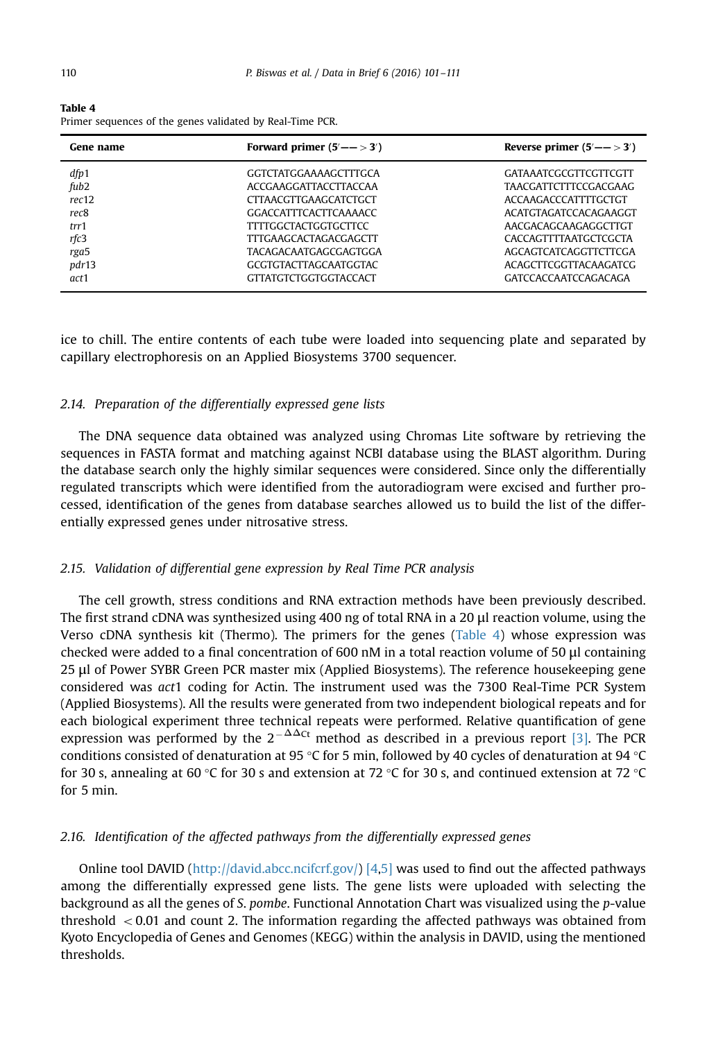**Table 4**
Primer sequences of the genes validated by Real-Time PCR.

| Gene name | Forward primer (5′—— > 3′) | Reverse primer (5′—— > 3′) |
|---|---|---|
| *dfp*1 | GGTCTATGGAAAAGCTTTGCA | GATAAATCGCGTTCGTTCGTT |
| *fub*2 | ACCGAAGGATTACCTTACCAA | TAACGATTCTTTCCGACGAAG |
| *rec*12 | CTTAACGTTGAAGCATCTGCT | ACCAAGACCCATTTTGCTGT |
| *rec*8 | GGACCATTTCACTTCAAAACC | ACATGTAGATCCACAGAAGGT |
| *trr*1 | TTTTGGCTACTGGTGCTTCC | AACGACAGCAAGAGGCTTGT |
| *rfc*3 | TTTGAAGCACTAGACGAGCTT | CACCAGTTTTAATGCTCGCTA |
| *rga*5 | TACAGACAATGAGCGAGTGGA | AGCAGTCATCAGGTTCTTCGA |
| *pdr*13 | GCGTGTACTTAGCAATGGTAC | ACAGCTTCGGTTACAAGATCG |
| *act*1 | GTTATGTCTGGTGGTACCACT | GATCCACCAATCCAGACAGA |

ice to chill. The entire contents of each tube were loaded into sequencing plate and separated by capillary electrophoresis on an Applied Biosystems 3700 sequencer.

### *2.14. Preparation of the differentially expressed gene lists*

The DNA sequence data obtained was analyzed using Chromas Lite software by retrieving the sequences in FASTA format and matching against NCBI database using the BLAST algorithm. During the database search only the highly similar sequences were considered. Since only the differentially regulated transcripts which were identified from the autoradiogram were excised and further processed, identification of the genes from database searches allowed us to build the list of the differentially expressed genes under nitrosative stress.

### *2.15. Validation of differential gene expression by Real Time PCR analysis*

The cell growth, stress conditions and RNA extraction methods have been previously described. The first strand cDNA was synthesized using 400 ng of total RNA in a 20 µl reaction volume, using the Verso cDNA synthesis kit (Thermo). The primers for the genes (Table 4) whose expression was checked were added to a final concentration of 600 nM in a total reaction volume of 50 µl containing 25 µl of Power SYBR Green PCR master mix (Applied Biosystems). The reference housekeeping gene considered was *act*1 coding for Actin. The instrument used was the 7300 Real-Time PCR System (Applied Biosystems). All the results were generated from two independent biological repeats and for each biological experiment three technical repeats were performed. Relative quantification of gene expression was performed by the $2^{-\Delta\Delta Ct}$ method as described in a previous report [3]. The PCR conditions consisted of denaturation at 95 °C for 5 min, followed by 40 cycles of denaturation at 94 °C for 30 s, annealing at 60 °C for 30 s and extension at 72 °C for 30 s, and continued extension at 72 °C for 5 min.

### *2.16. Identification of the affected pathways from the differentially expressed genes*

Online tool DAVID (http://david.abcc.ncifcrf.gov/) [4,5] was used to find out the affected pathways among the differentially expressed gene lists. The gene lists were uploaded with selecting the background as all the genes of *S. pombe*. Functional Annotation Chart was visualized using the *p*-value threshold $< 0.01$ and count 2. The information regarding the affected pathways was obtained from Kyoto Encyclopedia of Genes and Genomes (KEGG) within the analysis in DAVID, using the mentioned thresholds.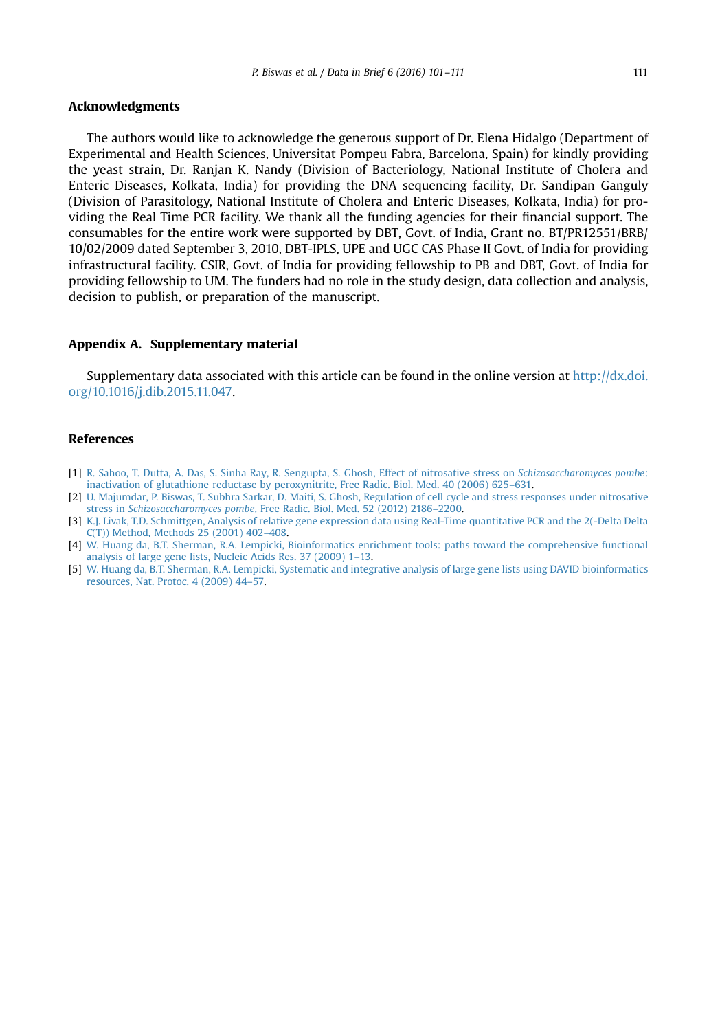## Acknowledgments

The authors would like to acknowledge the generous support of Dr. Elena Hidalgo (Department of Experimental and Health Sciences, Universitat Pompeu Fabra, Barcelona, Spain) for kindly providing the yeast strain, Dr. Ranjan K. Nandy (Division of Bacteriology, National Institute of Cholera and Enteric Diseases, Kolkata, India) for providing the DNA sequencing facility, Dr. Sandipan Ganguly (Division of Parasitology, National Institute of Cholera and Enteric Diseases, Kolkata, India) for providing the Real Time PCR facility. We thank all the funding agencies for their financial support. The consumables for the entire work were supported by DBT, Govt. of India, Grant no. BT/PR12551/BRB/10/02/2009 dated September 3, 2010, DBT-IPLS, UPE and UGC CAS Phase II Govt. of India for providing infrastructural facility. CSIR, Govt. of India for providing fellowship to PB and DBT, Govt. of India for providing fellowship to UM. The funders had no role in the study design, data collection and analysis, decision to publish, or preparation of the manuscript.

## Appendix A. Supplementary material

Supplementary data associated with this article can be found in the online version at http://dx.doi.org/10.1016/j.dib.2015.11.047.

## References

[1] R. Sahoo, T. Dutta, A. Das, S. Sinha Ray, R. Sengupta, S. Ghosh, Effect of nitrosative stress on *Schizosaccharomyces pombe*: inactivation of glutathione reductase by peroxynitrite, Free Radic. Biol. Med. 40 (2006) 625–631.

[2] U. Majumdar, P. Biswas, T. Subhra Sarkar, D. Maiti, S. Ghosh, Regulation of cell cycle and stress responses under nitrosative stress in *Schizosaccharomyces pombe*, Free Radic. Biol. Med. 52 (2012) 2186–2200.

[3] K.J. Livak, T.D. Schmittgen, Analysis of relative gene expression data using Real-Time quantitative PCR and the 2(-Delta Delta C(T)) Method, Methods 25 (2001) 402–408.

[4] W. Huang da, B.T. Sherman, R.A. Lempicki, Bioinformatics enrichment tools: paths toward the comprehensive functional analysis of large gene lists, Nucleic Acids Res. 37 (2009) 1–13.

[5] W. Huang da, B.T. Sherman, R.A. Lempicki, Systematic and integrative analysis of large gene lists using DAVID bioinformatics resources, Nat. Protoc. 4 (2009) 44–57.